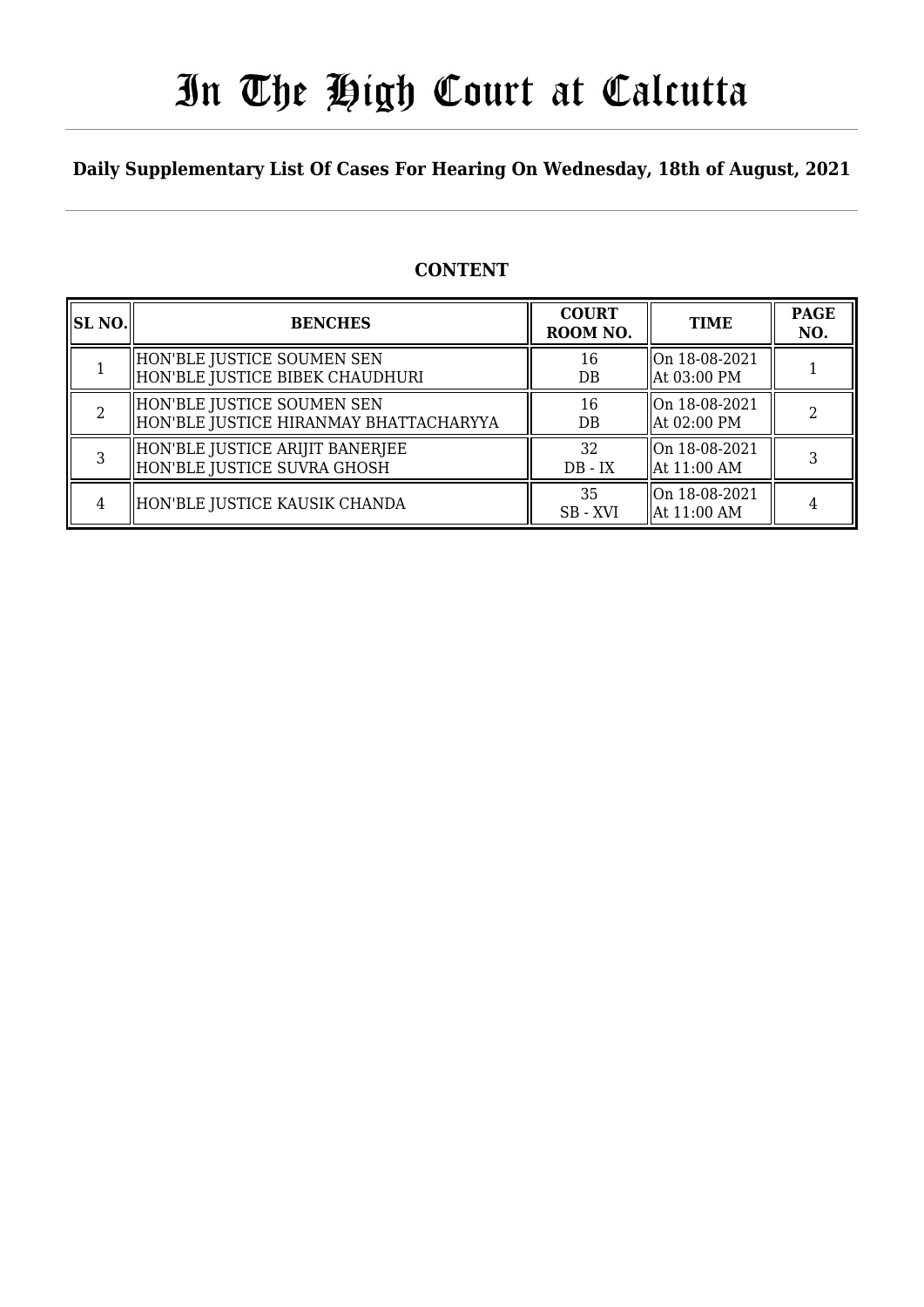# In The High Court at Calcutta

**Daily Supplementary List Of Cases For Hearing On Wednesday, 18th of August, 2021**

## CONTENT

| SL NO. | BENCHES | COURT ROOM NO. | TIME | PAGE NO. |
|---|---|---|---|---|
| 1 | HON'BLE JUSTICE SOUMEN SEN<br>HON'BLE JUSTICE BIBEK CHAUDHURI | 16<br>DB | On 18-08-2021<br>At 03:00 PM | 1 |
| 2 | HON'BLE JUSTICE SOUMEN SEN<br>HON'BLE JUSTICE HIRANMAY BHATTACHARYYA | 16<br>DB | On 18-08-2021<br>At 02:00 PM | 2 |
| 3 | HON'BLE JUSTICE ARIJIT BANERJEE<br>HON'BLE JUSTICE SUVRA GHOSH | 32<br>DB - IX | On 18-08-2021<br>At 11:00 AM | 3 |
| 4 | HON'BLE JUSTICE KAUSIK CHANDA | 35<br>SB - XVI | On 18-08-2021<br>At 11:00 AM | 4 |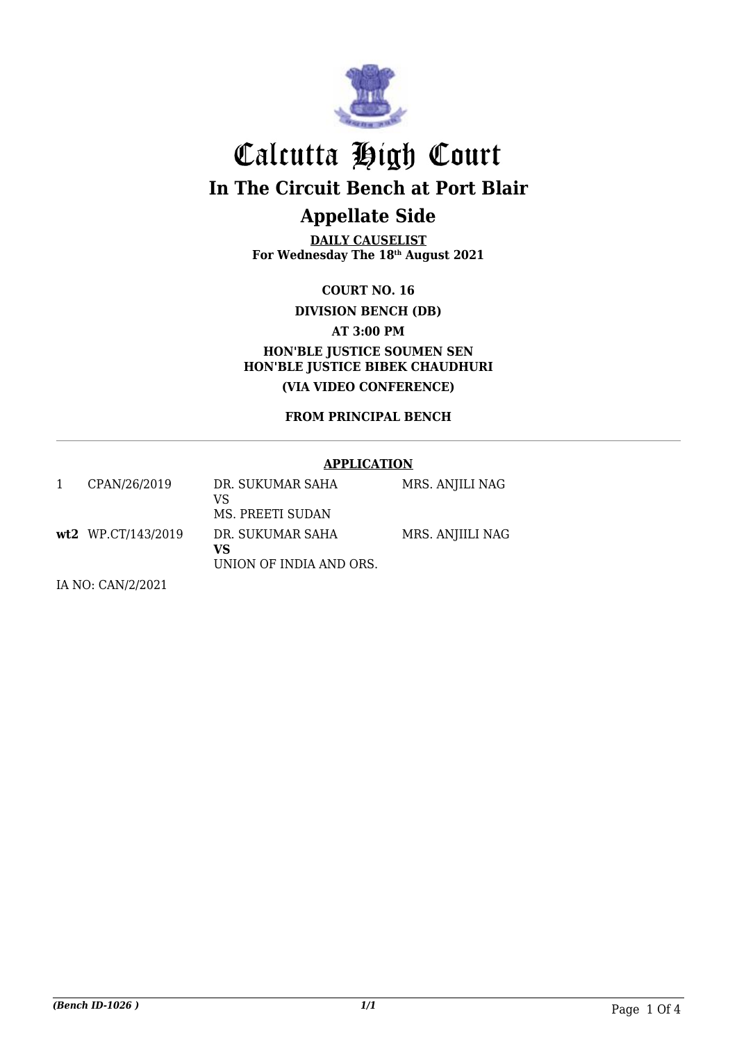# Calcutta High Court

## In The Circuit Bench at Port Blair

## Appellate Side

**DAILY CAUSELIST**
**For Wednesday The 18th August 2021**

**COURT NO. 16**

**DIVISION BENCH (DB)**

**AT 3:00 PM**

**HON'BLE JUSTICE SOUMEN SEN**
**HON'BLE JUSTICE BIBEK CHAUDHURI**

**(VIA VIDEO CONFERENCE)**

**FROM PRINCIPAL BENCH**

---

**APPLICATION**

| | | | |
|---|---|---|---|
| 1 | CPAN/26/2019 | DR. SUKUMAR SAHA VS MS. PREETI SUDAN | MRS. ANJILI NAG |
| **wt2** | WP.CT/143/2019 | DR. SUKUMAR SAHA **VS** UNION OF INDIA AND ORS. | MRS. ANJIILI NAG |

IA NO: CAN/2/2021

*(Bench ID-1026 )* *1/1*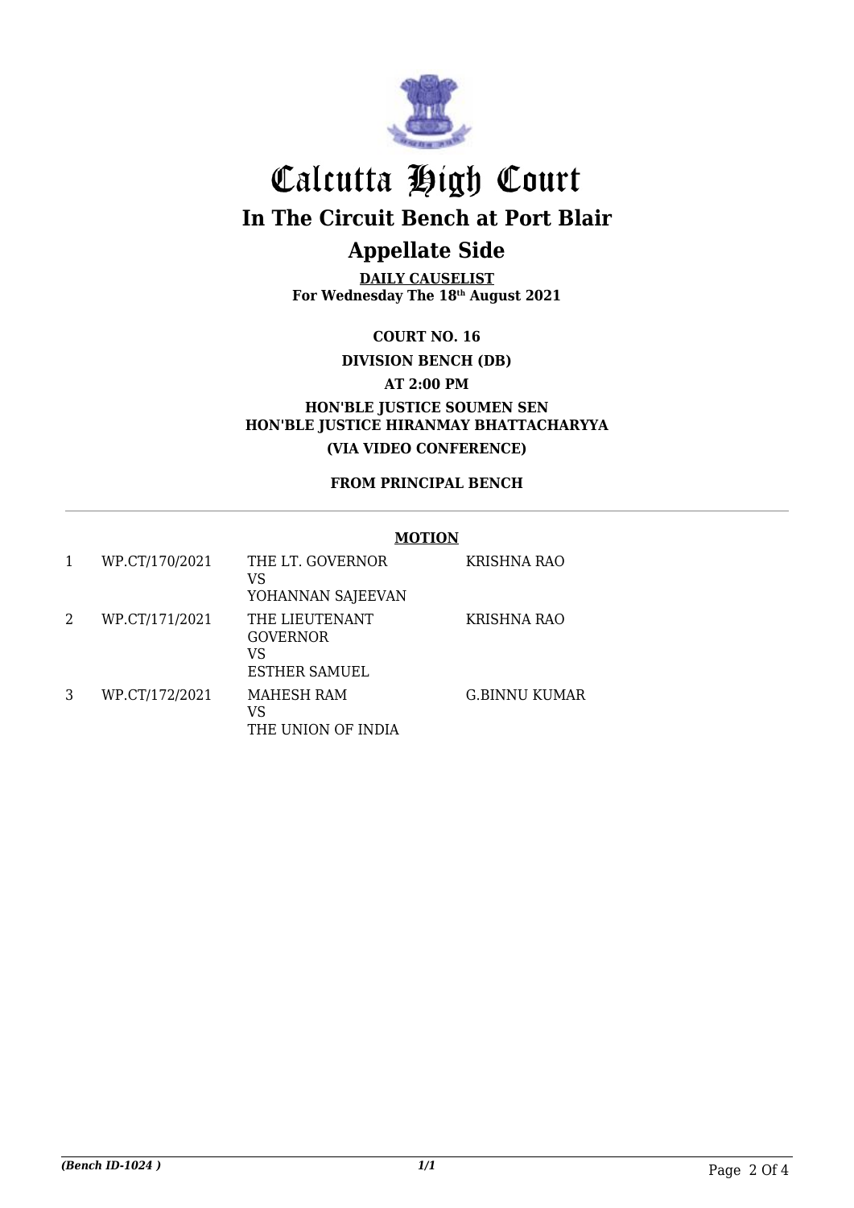# Calcutta High Court

## In The Circuit Bench at Port Blair

## Appellate Side

**DAILY CAUSELIST**
**For Wednesday The 18th August 2021**

**COURT NO. 16**

**DIVISION BENCH (DB)**

**AT 2:00 PM**

**HON'BLE JUSTICE SOUMEN SEN**
**HON'BLE JUSTICE HIRANMAY BHATTACHARYYA**

**(VIA VIDEO CONFERENCE)**

**FROM PRINCIPAL BENCH**

---

**MOTION**

| | | | |
|---|---|---|---|
| 1 | WP.CT/170/2021 | THE LT. GOVERNOR<br>VS<br>YOHANNAN SAJEEVAN | KRISHNA RAO |
| 2 | WP.CT/171/2021 | THE LIEUTENANT GOVERNOR<br>VS<br>ESTHER SAMUEL | KRISHNA RAO |
| 3 | WP.CT/172/2021 | MAHESH RAM<br>VS<br>THE UNION OF INDIA | G.BINNU KUMAR |

*(Bench ID-1024 )*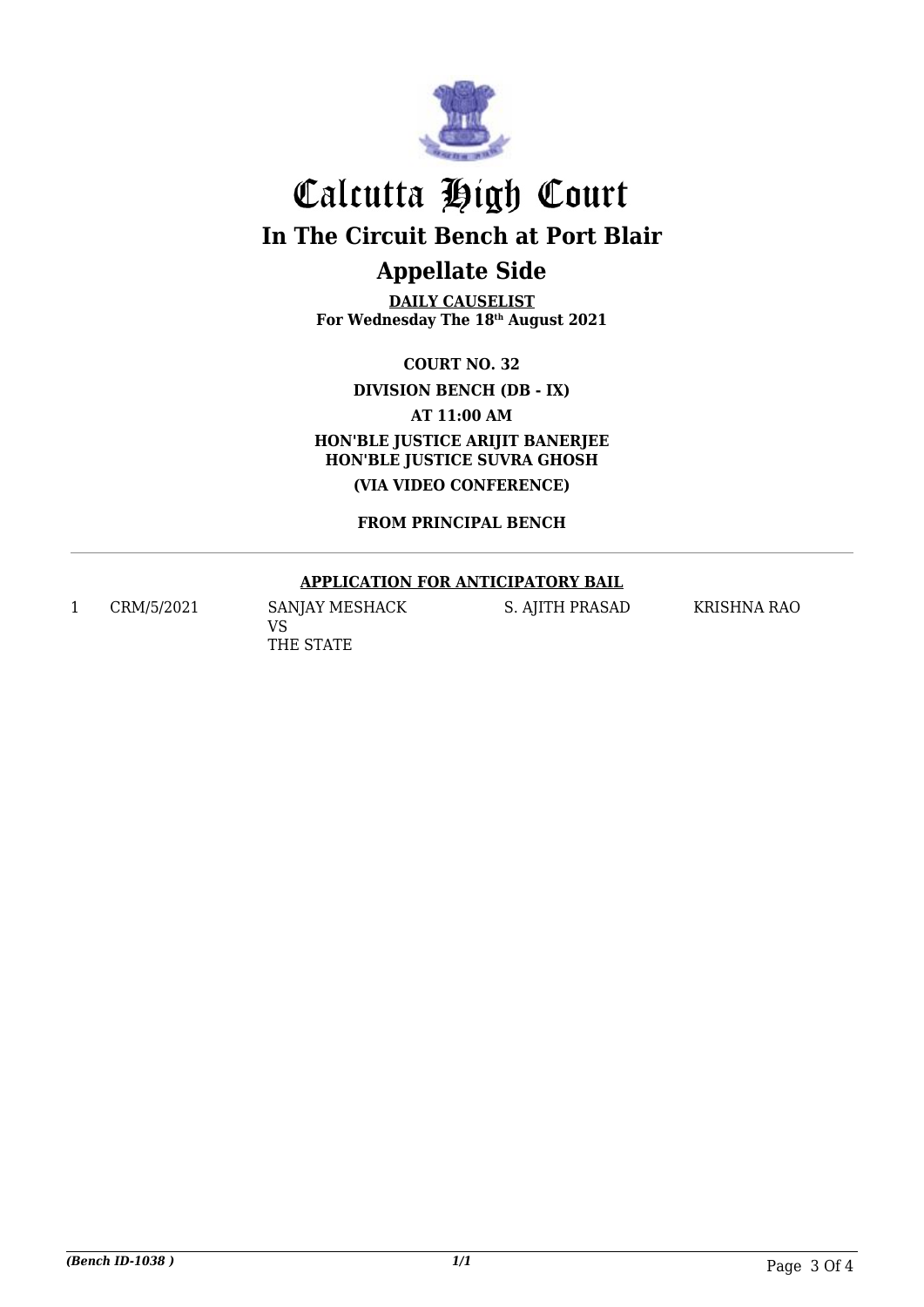# Calcutta High Court

## In The Circuit Bench at Port Blair

## Appellate Side

**DAILY CAUSELIST**
**For Wednesday The 18th August 2021**

**COURT NO. 32**

**DIVISION BENCH (DB - IX)**

**AT 11:00 AM**

**HON'BLE JUSTICE ARIJIT BANERJEE**
**HON'BLE JUSTICE SUVRA GHOSH**

**(VIA VIDEO CONFERENCE)**

**FROM PRINCIPAL BENCH**

---

**APPLICATION FOR ANTICIPATORY BAIL**

| | | | | |
|---|---|---|---|---|
| 1 | CRM/5/2021 | SANJAY MESHACK VS THE STATE | S. AJITH PRASAD | KRISHNA RAO |

*(Bench ID-1038 )* 1/1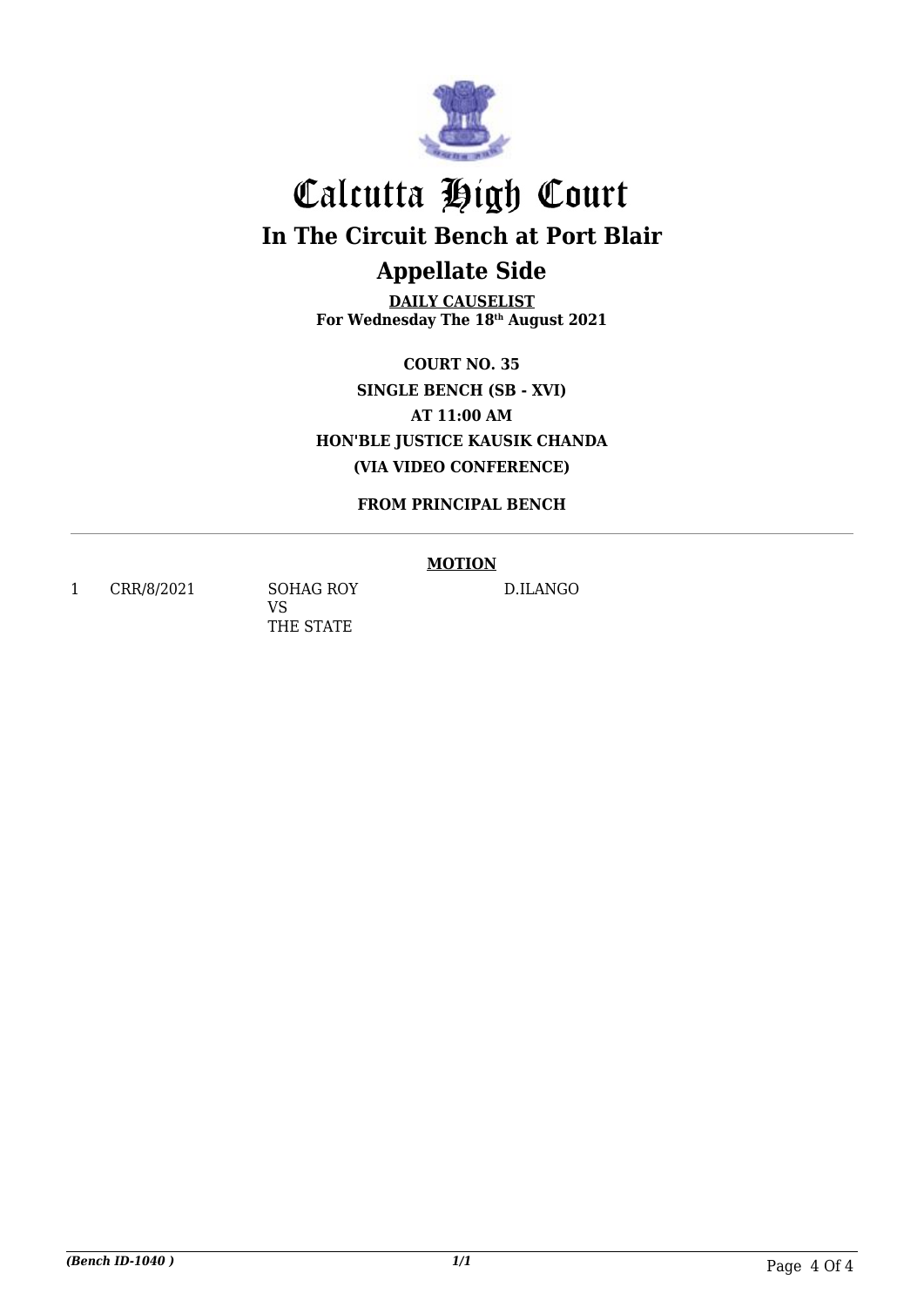# Calcutta High Court

## In The Circuit Bench at Port Blair

## Appellate Side

**DAILY CAUSELIST**
**For Wednesday The 18th August 2021**

**COURT NO. 35**
**SINGLE BENCH (SB - XVI)**
**AT 11:00 AM**
**HON'BLE JUSTICE KAUSIK CHANDA**
**(VIA VIDEO CONFERENCE)**

**FROM PRINCIPAL BENCH**

**MOTION**

| | | | |
|---|---|---|---|
| 1 | CRR/8/2021 | SOHAG ROY<br>VS<br>THE STATE | D.ILANGO |

*(Bench ID-1040 )* *1/1*